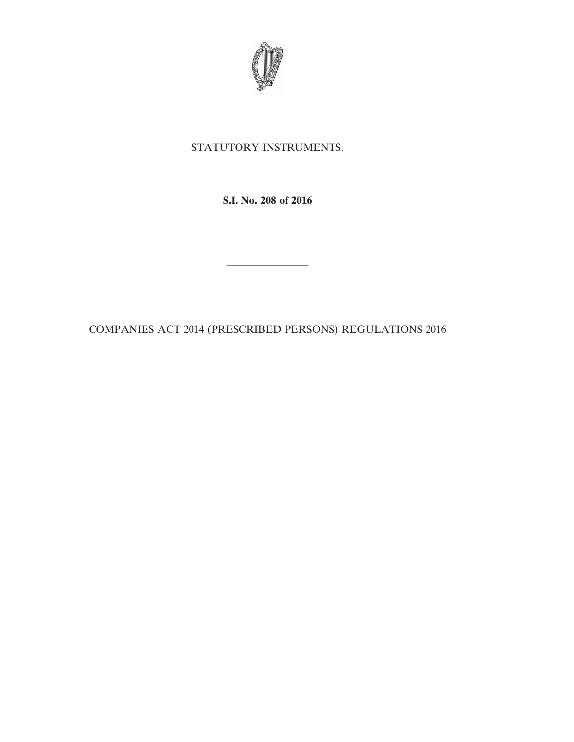STATUTORY INSTRUMENTS.

**S.I. No. 208 of 2016**

---

COMPANIES ACT 2014 (PRESCRIBED PERSONS) REGULATIONS 2016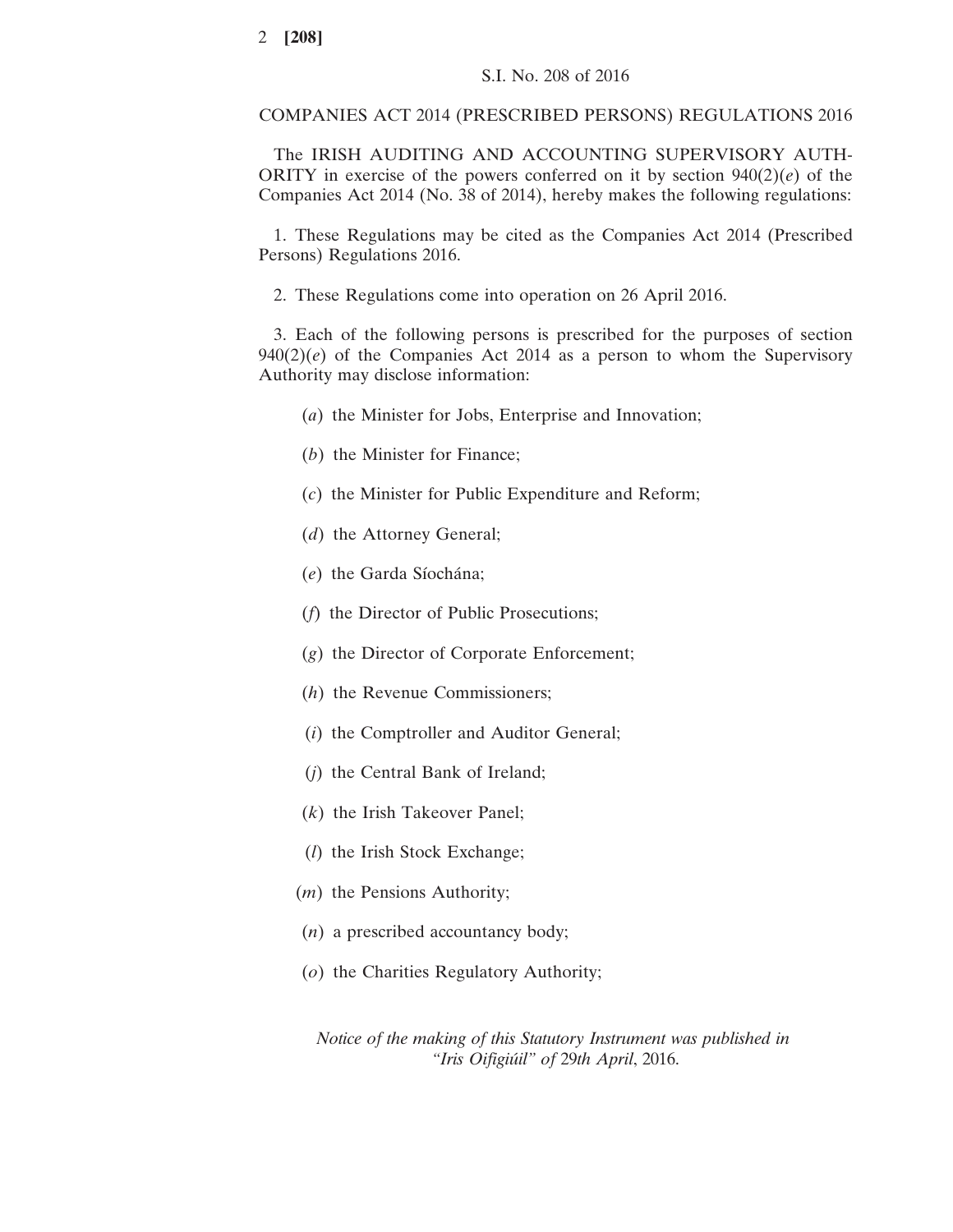S.I. No. 208 of 2016

## COMPANIES ACT 2014 (PRESCRIBED PERSONS) REGULATIONS 2016

The IRISH AUDITING AND ACCOUNTING SUPERVISORY AUTHORITY in exercise of the powers conferred on it by section 940(2)(*e*) of the Companies Act 2014 (No. 38 of 2014), hereby makes the following regulations:

1. These Regulations may be cited as the Companies Act 2014 (Prescribed Persons) Regulations 2016.

2. These Regulations come into operation on 26 April 2016.

3. Each of the following persons is prescribed for the purposes of section 940(2)(*e*) of the Companies Act 2014 as a person to whom the Supervisory Authority may disclose information:

(*a*) the Minister for Jobs, Enterprise and Innovation;

(*b*) the Minister for Finance;

(*c*) the Minister for Public Expenditure and Reform;

(*d*) the Attorney General;

(*e*) the Garda Síochána;

(*f*) the Director of Public Prosecutions;

(*g*) the Director of Corporate Enforcement;

(*h*) the Revenue Commissioners;

(*i*) the Comptroller and Auditor General;

(*j*) the Central Bank of Ireland;

(*k*) the Irish Takeover Panel;

(*l*) the Irish Stock Exchange;

(*m*) the Pensions Authority;

(*n*) a prescribed accountancy body;

(*o*) the Charities Regulatory Authority;

*Notice of the making of this Statutory Instrument was published in "Iris Oifigiúil" of 29th April, 2016.*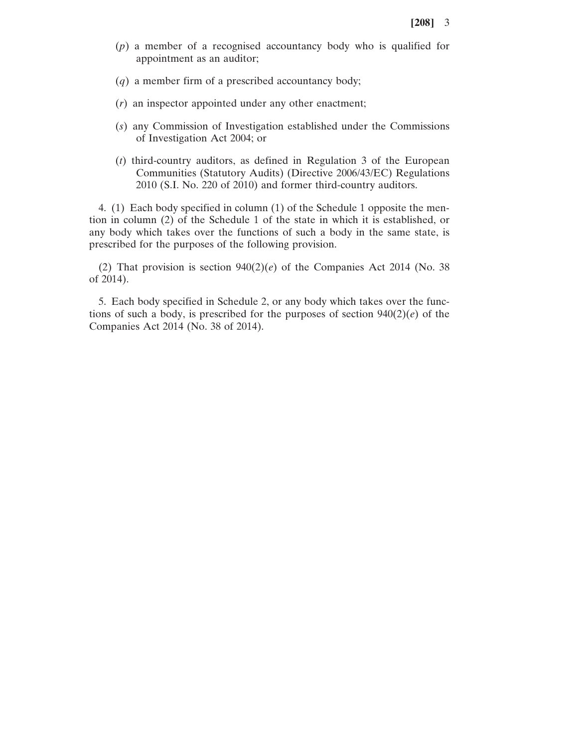(*p*) a member of a recognised accountancy body who is qualified for appointment as an auditor;

(*q*) a member firm of a prescribed accountancy body;

(*r*) an inspector appointed under any other enactment;

(*s*) any Commission of Investigation established under the Commissions of Investigation Act 2004; or

(*t*) third-country auditors, as defined in Regulation 3 of the European Communities (Statutory Audits) (Directive 2006/43/EC) Regulations 2010 (S.I. No. 220 of 2010) and former third-country auditors.

4. (1) Each body specified in column (1) of the Schedule 1 opposite the mention in column (2) of the Schedule 1 of the state in which it is established, or any body which takes over the functions of such a body in the same state, is prescribed for the purposes of the following provision.

(2) That provision is section 940(2)(*e*) of the Companies Act 2014 (No. 38 of 2014).

5. Each body specified in Schedule 2, or any body which takes over the functions of such a body, is prescribed for the purposes of section 940(2)(*e*) of the Companies Act 2014 (No. 38 of 2014).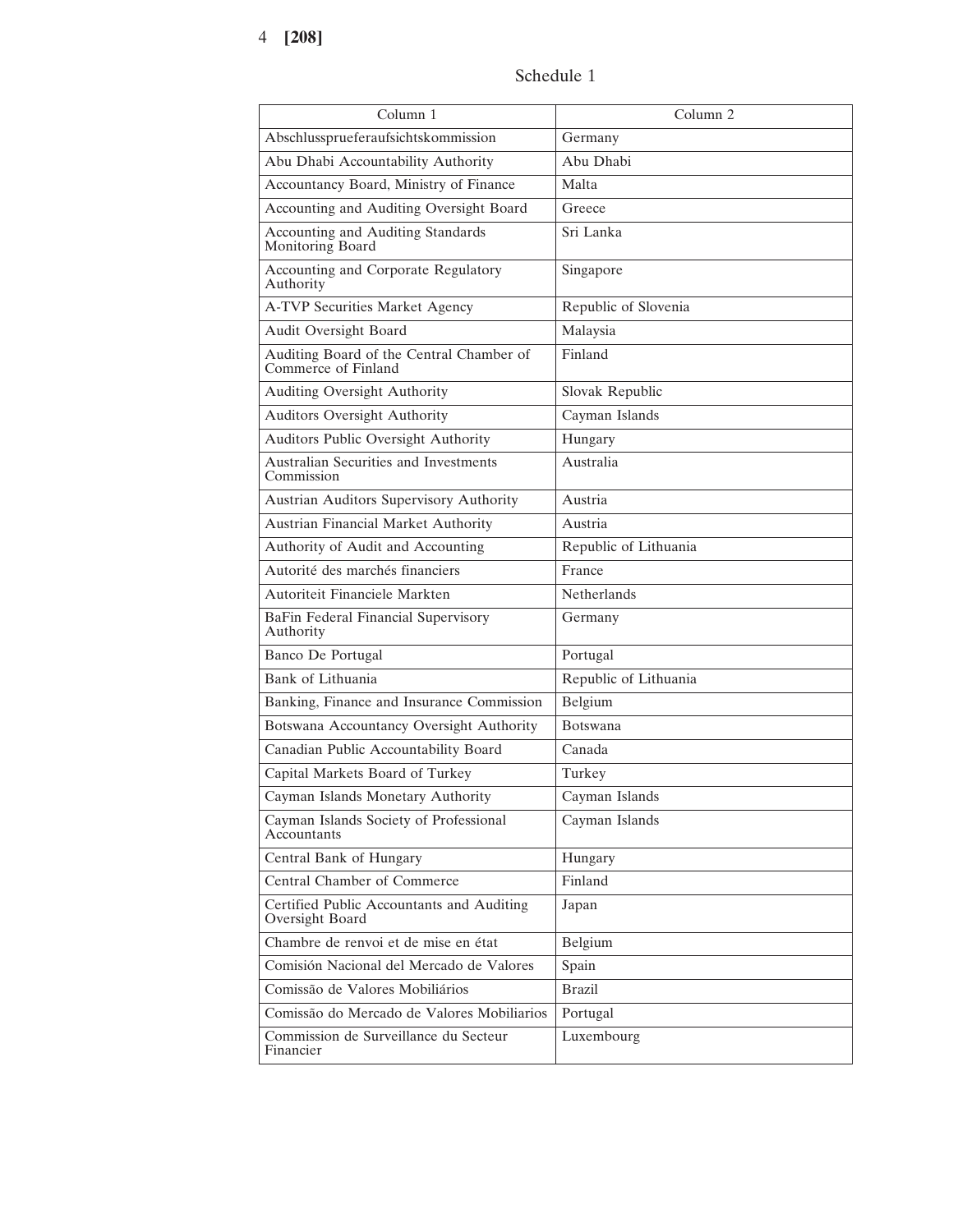## Schedule 1

| Column 1 | Column 2 |
|---|---|
| Abschlussprueferaufsichtskommission | Germany |
| Abu Dhabi Accountability Authority | Abu Dhabi |
| Accountancy Board, Ministry of Finance | Malta |
| Accounting and Auditing Oversight Board | Greece |
| Accounting and Auditing Standards Monitoring Board | Sri Lanka |
| Accounting and Corporate Regulatory Authority | Singapore |
| A-TVP Securities Market Agency | Republic of Slovenia |
| Audit Oversight Board | Malaysia |
| Auditing Board of the Central Chamber of Commerce of Finland | Finland |
| Auditing Oversight Authority | Slovak Republic |
| Auditors Oversight Authority | Cayman Islands |
| Auditors Public Oversight Authority | Hungary |
| Australian Securities and Investments Commission | Australia |
| Austrian Auditors Supervisory Authority | Austria |
| Austrian Financial Market Authority | Austria |
| Authority of Audit and Accounting | Republic of Lithuania |
| Autorité des marchés financiers | France |
| Autoriteit Financiele Markten | Netherlands |
| BaFin Federal Financial Supervisory Authority | Germany |
| Banco De Portugal | Portugal |
| Bank of Lithuania | Republic of Lithuania |
| Banking, Finance and Insurance Commission | Belgium |
| Botswana Accountancy Oversight Authority | Botswana |
| Canadian Public Accountability Board | Canada |
| Capital Markets Board of Turkey | Turkey |
| Cayman Islands Monetary Authority | Cayman Islands |
| Cayman Islands Society of Professional Accountants | Cayman Islands |
| Central Bank of Hungary | Hungary |
| Central Chamber of Commerce | Finland |
| Certified Public Accountants and Auditing Oversight Board | Japan |
| Chambre de renvoi et de mise en état | Belgium |
| Comisión Nacional del Mercado de Valores | Spain |
| Comissão de Valores Mobiliários | Brazil |
| Comissão do Mercado de Valores Mobiliarios | Portugal |
| Commission de Surveillance du Secteur Financier | Luxembourg |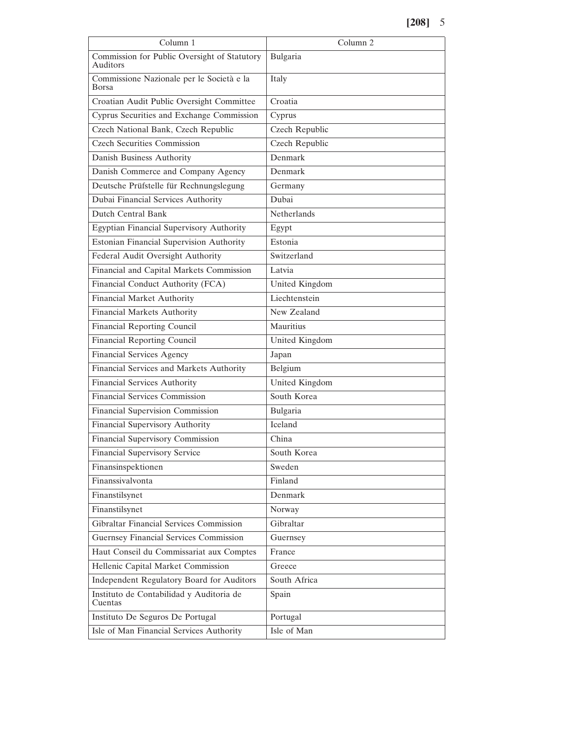| Column 1 | Column 2 |
| --- | --- |
| Commission for Public Oversight of Statutory Auditors | Bulgaria |
| Commissione Nazionale per le Società e la Borsa | Italy |
| Croatian Audit Public Oversight Committee | Croatia |
| Cyprus Securities and Exchange Commission | Cyprus |
| Czech National Bank, Czech Republic | Czech Republic |
| Czech Securities Commission | Czech Republic |
| Danish Business Authority | Denmark |
| Danish Commerce and Company Agency | Denmark |
| Deutsche Prüfstelle für Rechnungslegung | Germany |
| Dubai Financial Services Authority | Dubai |
| Dutch Central Bank | Netherlands |
| Egyptian Financial Supervisory Authority | Egypt |
| Estonian Financial Supervision Authority | Estonia |
| Federal Audit Oversight Authority | Switzerland |
| Financial and Capital Markets Commission | Latvia |
| Financial Conduct Authority (FCA) | United Kingdom |
| Financial Market Authority | Liechtenstein |
| Financial Markets Authority | New Zealand |
| Financial Reporting Council | Mauritius |
| Financial Reporting Council | United Kingdom |
| Financial Services Agency | Japan |
| Financial Services and Markets Authority | Belgium |
| Financial Services Authority | United Kingdom |
| Financial Services Commission | South Korea |
| Financial Supervision Commission | Bulgaria |
| Financial Supervisory Authority | Iceland |
| Financial Supervisory Commission | China |
| Financial Supervisory Service | South Korea |
| Finansinspektionen | Sweden |
| Finanssivalvonta | Finland |
| Finanstilsynet | Denmark |
| Finanstilsynet | Norway |
| Gibraltar Financial Services Commission | Gibraltar |
| Guernsey Financial Services Commission | Guernsey |
| Haut Conseil du Commissariat aux Comptes | France |
| Hellenic Capital Market Commission | Greece |
| Independent Regulatory Board for Auditors | South Africa |
| Instituto de Contabilidad y Auditoria de Cuentas | Spain |
| Instituto De Seguros De Portugal | Portugal |
| Isle of Man Financial Services Authority | Isle of Man |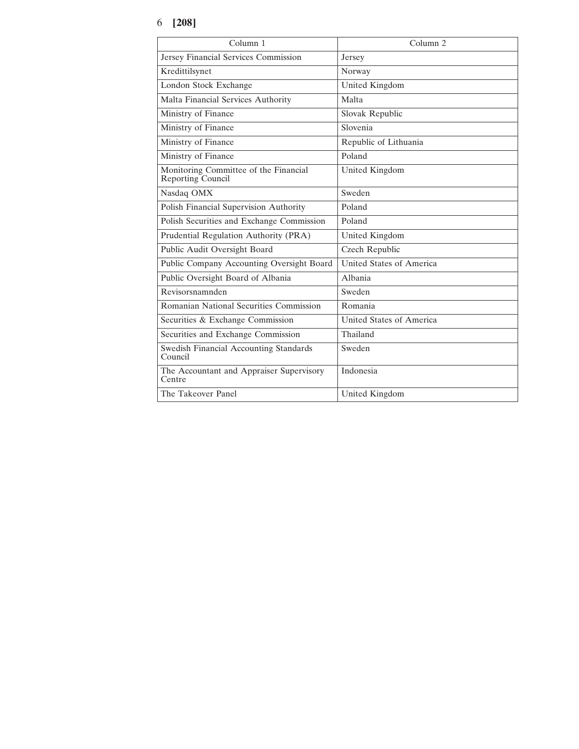| Column 1 | Column 2 |
| --- | --- |
| Jersey Financial Services Commission | Jersey |
| Kredittilsynet | Norway |
| London Stock Exchange | United Kingdom |
| Malta Financial Services Authority | Malta |
| Ministry of Finance | Slovak Republic |
| Ministry of Finance | Slovenia |
| Ministry of Finance | Republic of Lithuania |
| Ministry of Finance | Poland |
| Monitoring Committee of the Financial Reporting Council | United Kingdom |
| Nasdaq OMX | Sweden |
| Polish Financial Supervision Authority | Poland |
| Polish Securities and Exchange Commission | Poland |
| Prudential Regulation Authority (PRA) | United Kingdom |
| Public Audit Oversight Board | Czech Republic |
| Public Company Accounting Oversight Board | United States of America |
| Public Oversight Board of Albania | Albania |
| Revisorsnamnden | Sweden |
| Romanian National Securities Commission | Romania |
| Securities & Exchange Commission | United States of America |
| Securities and Exchange Commission | Thailand |
| Swedish Financial Accounting Standards Council | Sweden |
| The Accountant and Appraiser Supervisory Centre | Indonesia |
| The Takeover Panel | United Kingdom |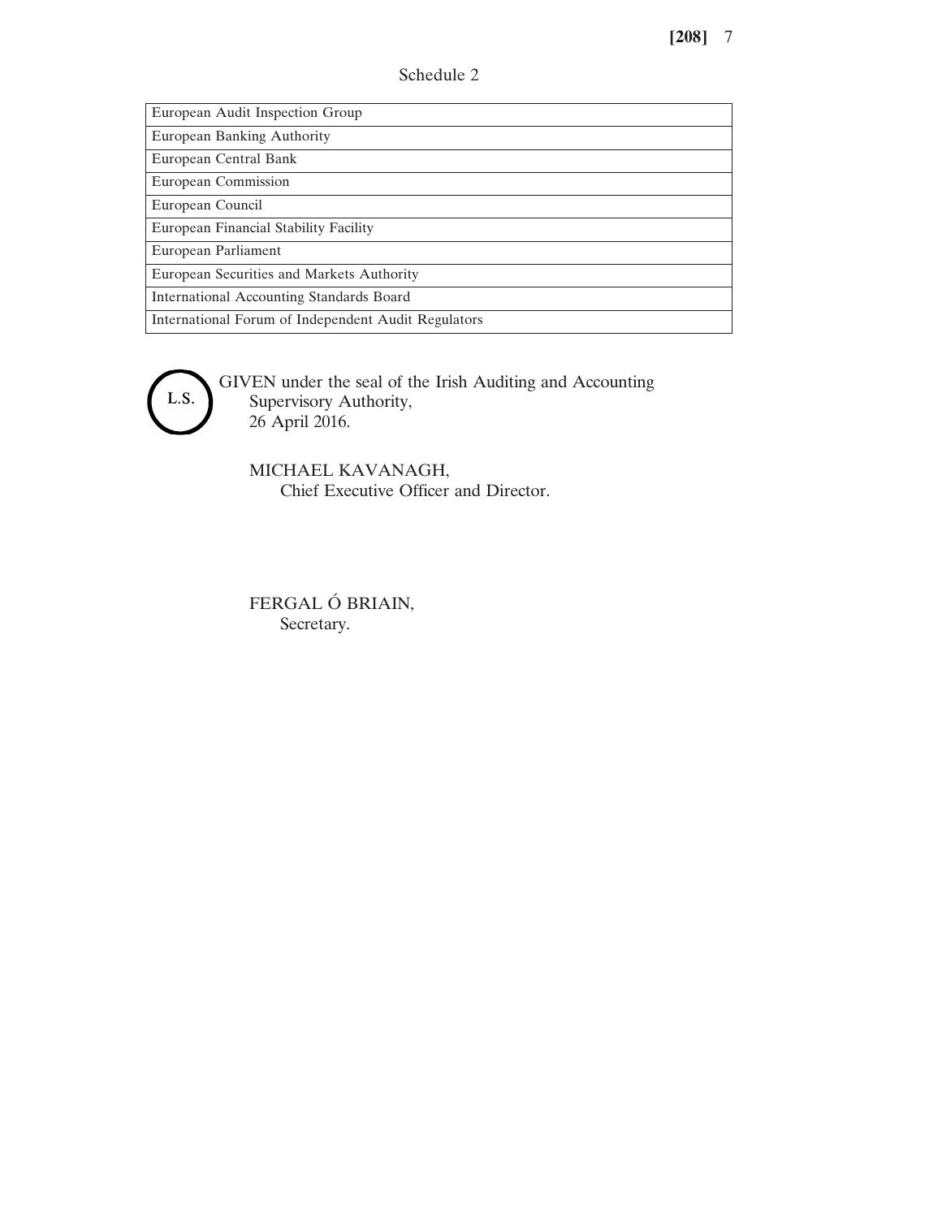Schedule 2

| European Audit Inspection Group |
|---|
| European Banking Authority |
| European Central Bank |
| European Commission |
| European Council |
| European Financial Stability Facility |
| European Parliament |
| European Securities and Markets Authority |
| International Accounting Standards Board |
| International Forum of Independent Audit Regulators |

L.S.

GIVEN under the seal of the Irish Auditing and Accounting Supervisory Authority,
26 April 2016.

MICHAEL KAVANAGH,
Chief Executive Officer and Director.

FERGAL Ó BRIAIN,
Secretary.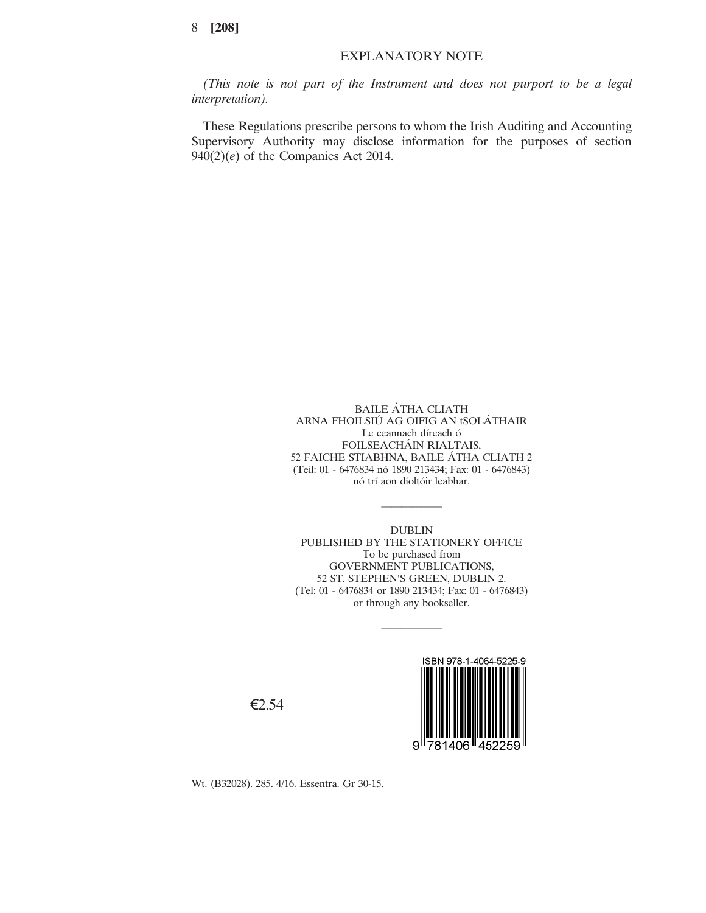## EXPLANATORY NOTE

*(This note is not part of the Instrument and does not purport to be a legal interpretation).*

These Regulations prescribe persons to whom the Irish Auditing and Accounting Supervisory Authority may disclose information for the purposes of section 940(2)(*e*) of the Companies Act 2014.

BAILE ÁTHA CLIATH
ARNA FHOILSIÚ AG OIFIG AN tSOLÁTHAIR
Le ceannach díreach ó
FOILSEACHÁIN RIALTAIS,
52 FAICHE STIABHNA, BAILE ÁTHA CLIATH 2
(Teil: 01 - 6476834 nó 1890 213434; Fax: 01 - 6476843)
nó trí aon díoltóir leabhar.

---

DUBLIN
PUBLISHED BY THE STATIONERY OFFICE
To be purchased from
GOVERNMENT PUBLICATIONS,
52 ST. STEPHEN'S GREEN, DUBLIN 2.
(Tel: 01 - 6476834 or 1890 213434; Fax: 01 - 6476843)
or through any bookseller.

---

ISBN 978-1-4064-5225-9

9 781406 452259

€2.54

Wt. (B32028). 285. 4/16. Essentra. Gr 30-15.